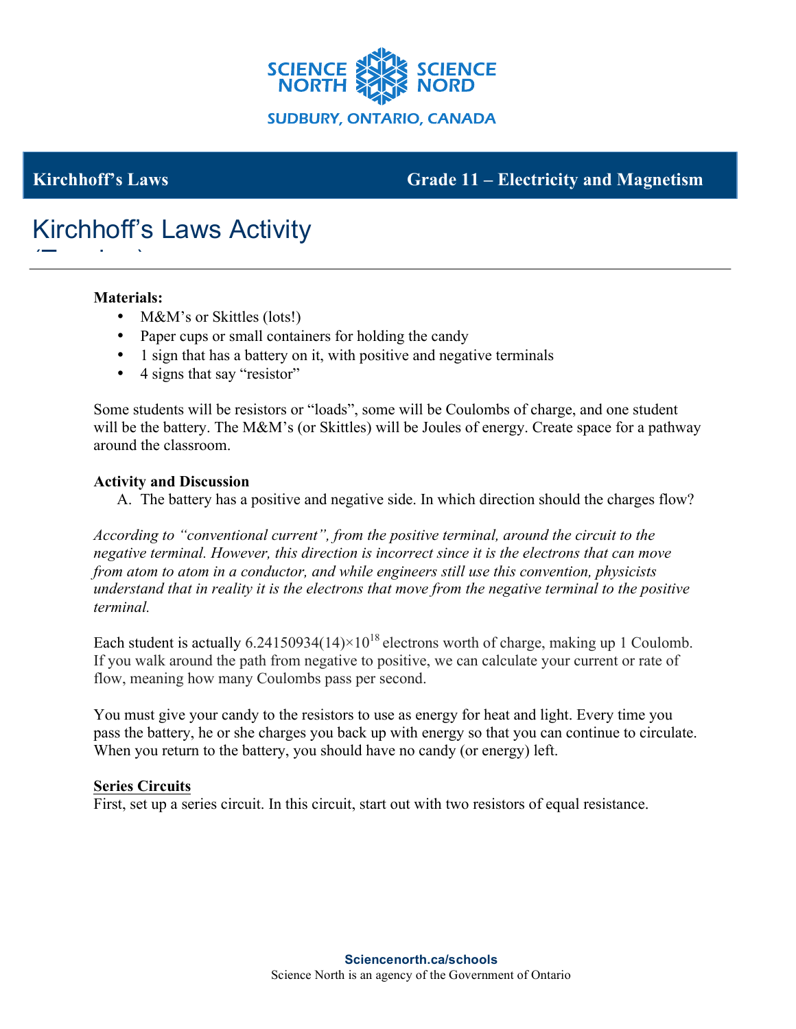# Kirchhoff's Laws Activity

**Kirchhoff's Laws** — **Grade 11 – Electricity and Magnetism**

**Materials:**

- M&M's or Skittles (lots!)
- Paper cups or small containers for holding the candy
- 1 sign that has a battery on it, with positive and negative terminals
- 4 signs that say "resistor"

Some students will be resistors or "loads", some will be Coulombs of charge, and one student will be the battery. The M&M's (or Skittles) will be Joules of energy. Create space for a pathway around the classroom.

**Activity and Discussion**

A. The battery has a positive and negative side. In which direction should the charges flow?

*According to "conventional current", from the positive terminal, around the circuit to the negative terminal. However, this direction is incorrect since it is the electrons that can move from atom to atom in a conductor, and while engineers still use this convention, physicists understand that in reality it is the electrons that move from the negative terminal to the positive terminal.*

Each student is actually $6.24150934(14)\times10^{18}$ electrons worth of charge, making up 1 Coulomb. If you walk around the path from negative to positive, we can calculate your current or rate of flow, meaning how many Coulombs pass per second.

You must give your candy to the resistors to use as energy for heat and light. Every time you pass the battery, he or she charges you back up with energy so that you can continue to circulate. When you return to the battery, you should have no candy (or energy) left.

**Series Circuits**

First, set up a series circuit. In this circuit, start out with two resistors of equal resistance.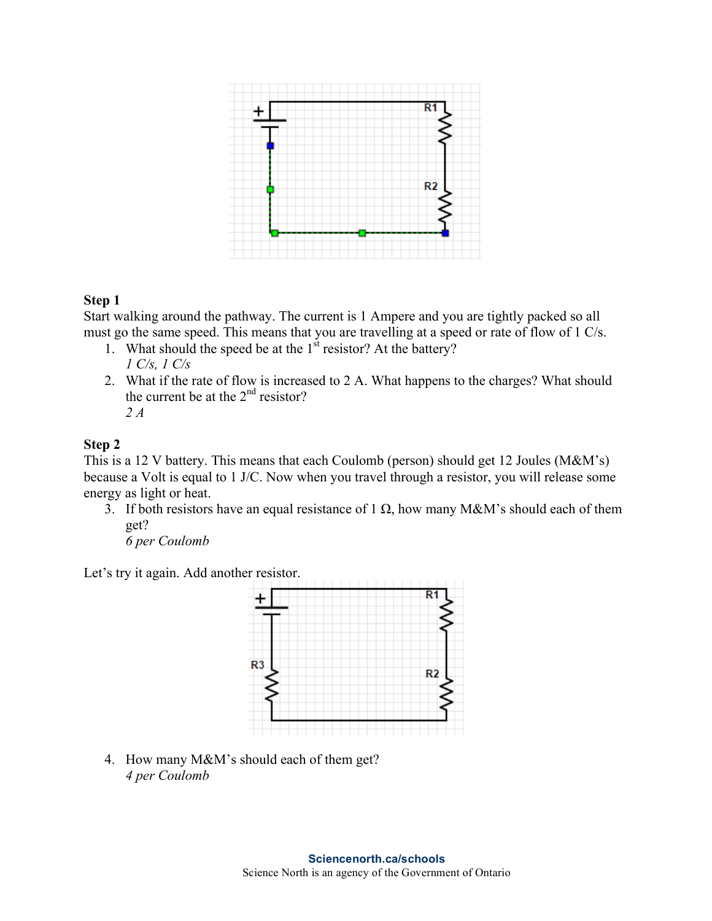**Step 1**

Start walking around the pathway. The current is 1 Ampere and you are tightly packed so all must go the same speed. This means that you are travelling at a speed or rate of flow of 1 C/s.

1. What should the speed be at the 1st resistor? At the battery?
   *1 C/s, 1 C/s*
2. What if the rate of flow is increased to 2 A. What happens to the charges? What should the current be at the 2nd resistor?
   *2 A*

**Step 2**

This is a 12 V battery. This means that each Coulomb (person) should get 12 Joules (M&M's) because a Volt is equal to 1 J/C. Now when you travel through a resistor, you will release some energy as light or heat.

3. If both resistors have an equal resistance of 1 Ω, how many M&M's should each of them get?
   *6 per Coulomb*

Let's try it again. Add another resistor.

4. How many M&M's should each of them get?
   *4 per Coulomb*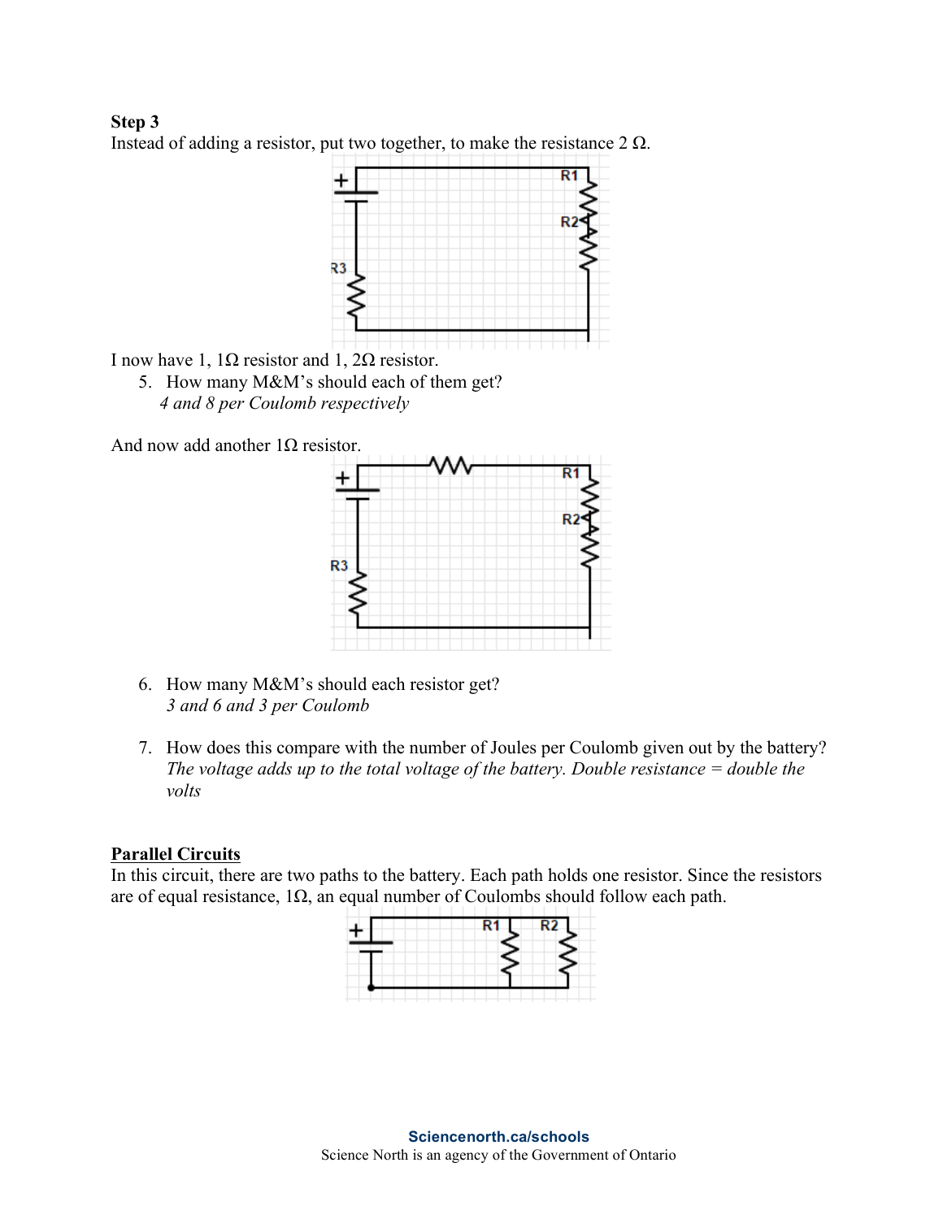**Step 3**

Instead of adding a resistor, put two together, to make the resistance 2 Ω.

I now have 1, 1Ω resistor and 1, 2Ω resistor.

5. How many M&M's should each of them get?
   *4 and 8 per Coulomb respectively*

And now add another 1Ω resistor.

6. How many M&M's should each resistor get?
   *3 and 6 and 3 per Coulomb*

7. How does this compare with the number of Joules per Coulomb given out by the battery?
   *The voltage adds up to the total voltage of the battery. Double resistance = double the volts*

## Parallel Circuits

In this circuit, there are two paths to the battery. Each path holds one resistor. Since the resistors are of equal resistance, 1Ω, an equal number of Coulombs should follow each path.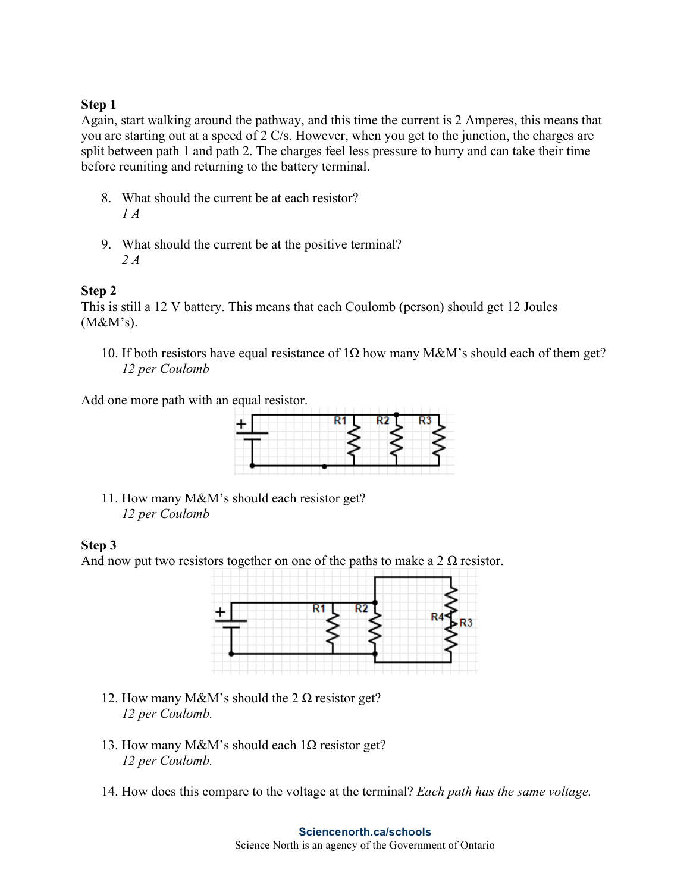**Step 1**

Again, start walking around the pathway, and this time the current is 2 Amperes, this means that you are starting out at a speed of 2 C/s. However, when you get to the junction, the charges are split between path 1 and path 2. The charges feel less pressure to hurry and can take their time before reuniting and returning to the battery terminal.

8. What should the current be at each resistor?
   *1 A*

9. What should the current be at the positive terminal?
   *2 A*

**Step 2**

This is still a 12 V battery. This means that each Coulomb (person) should get 12 Joules (M&M's).

10. If both resistors have equal resistance of 1Ω how many M&M's should each of them get?
    *12 per Coulomb*

Add one more path with an equal resistor.

+
R1
R2
R3

11. How many M&M's should each resistor get?
    *12 per Coulomb*

**Step 3**

And now put two resistors together on one of the paths to make a 2 Ω resistor.

+
R1
R2
R4
R3

12. How many M&M's should the 2 Ω resistor get?
    *12 per Coulomb.*

13. How many M&M's should each 1Ω resistor get?
    *12 per Coulomb.*

14. How does this compare to the voltage at the terminal? *Each path has the same voltage.*

Sciencenorth.ca/schools

Science North is an agency of the Government of Ontario